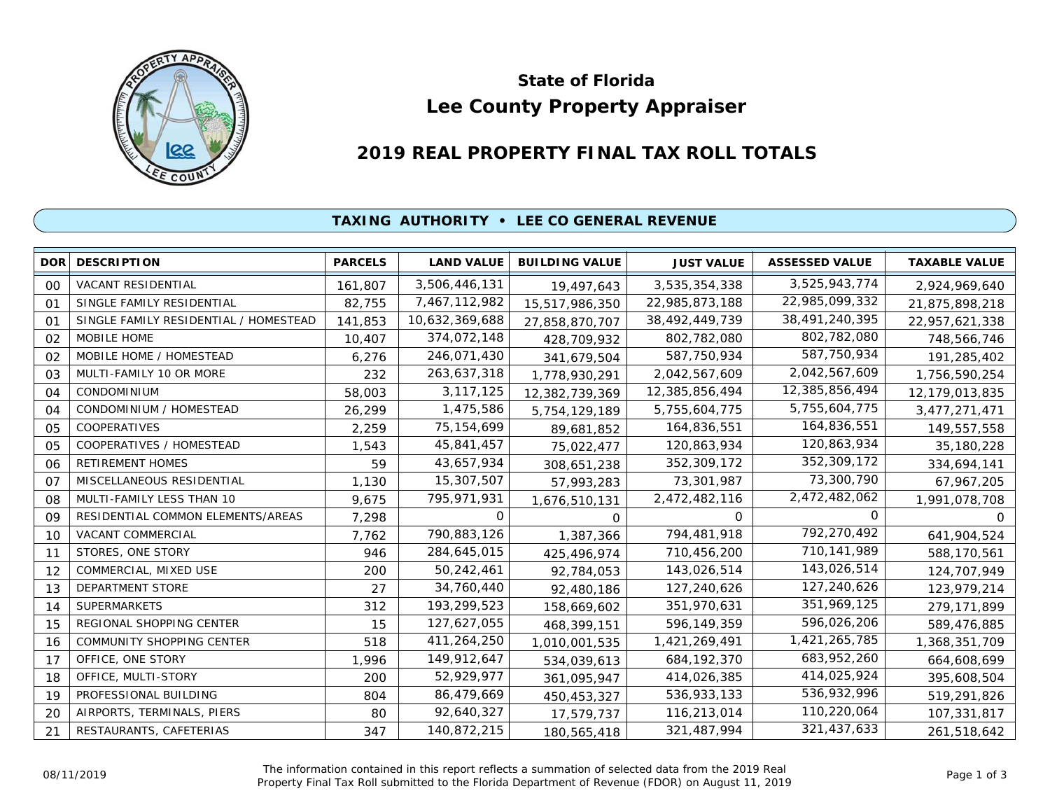# State of Florida
# Lee County Property Appraiser

## 2019 REAL PROPERTY FINAL TAX ROLL TOTALS

### TAXING AUTHORITY • LEE CO GENERAL REVENUE

| DOR | DESCRIPTION | PARCELS | LAND VALUE | BUILDING VALUE | JUST VALUE | ASSESSED VALUE | TAXABLE VALUE |
|---|---|---|---|---|---|---|---|
| 00 | VACANT RESIDENTIAL | 161,807 | 3,506,446,131 | 19,497,643 | 3,535,354,338 | 3,525,943,774 | 2,924,969,640 |
| 01 | SINGLE FAMILY RESIDENTIAL | 82,755 | 7,467,112,982 | 15,517,986,350 | 22,985,873,188 | 22,985,099,332 | 21,875,898,218 |
| 01 | SINGLE FAMILY RESIDENTIAL / HOMESTEAD | 141,853 | 10,632,369,688 | 27,858,870,707 | 38,492,449,739 | 38,491,240,395 | 22,957,621,338 |
| 02 | MOBILE HOME | 10,407 | 374,072,148 | 428,709,932 | 802,782,080 | 802,782,080 | 748,566,746 |
| 02 | MOBILE HOME / HOMESTEAD | 6,276 | 246,071,430 | 341,679,504 | 587,750,934 | 587,750,934 | 191,285,402 |
| 03 | MULTI-FAMILY 10 OR MORE | 232 | 263,637,318 | 1,778,930,291 | 2,042,567,609 | 2,042,567,609 | 1,756,590,254 |
| 04 | CONDOMINIUM | 58,003 | 3,117,125 | 12,382,739,369 | 12,385,856,494 | 12,385,856,494 | 12,179,013,835 |
| 04 | CONDOMINIUM / HOMESTEAD | 26,299 | 1,475,586 | 5,754,129,189 | 5,755,604,775 | 5,755,604,775 | 3,477,271,471 |
| 05 | COOPERATIVES | 2,259 | 75,154,699 | 89,681,852 | 164,836,551 | 164,836,551 | 149,557,558 |
| 05 | COOPERATIVES / HOMESTEAD | 1,543 | 45,841,457 | 75,022,477 | 120,863,934 | 120,863,934 | 35,180,228 |
| 06 | RETIREMENT HOMES | 59 | 43,657,934 | 308,651,238 | 352,309,172 | 352,309,172 | 334,694,141 |
| 07 | MISCELLANEOUS RESIDENTIAL | 1,130 | 15,307,507 | 57,993,283 | 73,301,987 | 73,300,790 | 67,967,205 |
| 08 | MULTI-FAMILY LESS THAN 10 | 9,675 | 795,971,931 | 1,676,510,131 | 2,472,482,116 | 2,472,482,062 | 1,991,078,708 |
| 09 | RESIDENTIAL COMMON ELEMENTS/AREAS | 7,298 | 0 | 0 | 0 | 0 | 0 |
| 10 | VACANT COMMERCIAL | 7,762 | 790,883,126 | 1,387,366 | 794,481,918 | 792,270,492 | 641,904,524 |
| 11 | STORES, ONE STORY | 946 | 284,645,015 | 425,496,974 | 710,456,200 | 710,141,989 | 588,170,561 |
| 12 | COMMERCIAL, MIXED USE | 200 | 50,242,461 | 92,784,053 | 143,026,514 | 143,026,514 | 124,707,949 |
| 13 | DEPARTMENT STORE | 27 | 34,760,440 | 92,480,186 | 127,240,626 | 127,240,626 | 123,979,214 |
| 14 | SUPERMARKETS | 312 | 193,299,523 | 158,669,602 | 351,970,631 | 351,969,125 | 279,171,899 |
| 15 | REGIONAL SHOPPING CENTER | 15 | 127,627,055 | 468,399,151 | 596,149,359 | 596,026,206 | 589,476,885 |
| 16 | COMMUNITY SHOPPING CENTER | 518 | 411,264,250 | 1,010,001,535 | 1,421,269,491 | 1,421,265,785 | 1,368,351,709 |
| 17 | OFFICE, ONE STORY | 1,996 | 149,912,647 | 534,039,613 | 684,192,370 | 683,952,260 | 664,608,699 |
| 18 | OFFICE, MULTI-STORY | 200 | 52,929,977 | 361,095,947 | 414,026,385 | 414,025,924 | 395,608,504 |
| 19 | PROFESSIONAL BUILDING | 804 | 86,479,669 | 450,453,327 | 536,933,133 | 536,932,996 | 519,291,826 |
| 20 | AIRPORTS, TERMINALS, PIERS | 80 | 92,640,327 | 17,579,737 | 116,213,014 | 110,220,064 | 107,331,817 |
| 21 | RESTAURANTS, CAFETERIAS | 347 | 140,872,215 | 180,565,418 | 321,487,994 | 321,437,633 | 261,518,642 |

08/11/2019

The information contained in this report reflects a summation of selected data from the 2019 Real Property Final Tax Roll submitted to the Florida Department of Revenue (FDOR) on August 11, 2019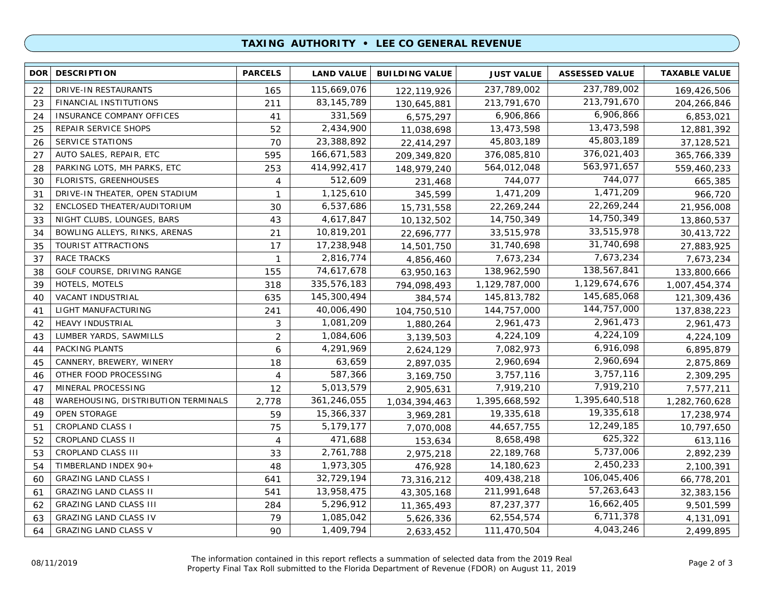# TAXING AUTHORITY • LEE CO GENERAL REVENUE

| DOR | DESCRIPTION | PARCELS | LAND VALUE | BUILDING VALUE | JUST VALUE | ASSESSED VALUE | TAXABLE VALUE |
|---|---|---|---|---|---|---|---|
| 22 | DRIVE-IN RESTAURANTS | 165 | 115,669,076 | 122,119,926 | 237,789,002 | 237,789,002 | 169,426,506 |
| 23 | FINANCIAL INSTITUTIONS | 211 | 83,145,789 | 130,645,881 | 213,791,670 | 213,791,670 | 204,266,846 |
| 24 | INSURANCE COMPANY OFFICES | 41 | 331,569 | 6,575,297 | 6,906,866 | 6,906,866 | 6,853,021 |
| 25 | REPAIR SERVICE SHOPS | 52 | 2,434,900 | 11,038,698 | 13,473,598 | 13,473,598 | 12,881,392 |
| 26 | SERVICE STATIONS | 70 | 23,388,892 | 22,414,297 | 45,803,189 | 45,803,189 | 37,128,521 |
| 27 | AUTO SALES, REPAIR, ETC | 595 | 166,671,583 | 209,349,820 | 376,085,810 | 376,021,403 | 365,766,339 |
| 28 | PARKING LOTS, MH PARKS, ETC | 253 | 414,992,417 | 148,979,240 | 564,012,048 | 563,971,657 | 559,460,233 |
| 30 | FLORISTS, GREENHOUSES | 4 | 512,609 | 231,468 | 744,077 | 744,077 | 665,385 |
| 31 | DRIVE-IN THEATER, OPEN STADIUM | 1 | 1,125,610 | 345,599 | 1,471,209 | 1,471,209 | 966,720 |
| 32 | ENCLOSED THEATER/AUDITORIUM | 30 | 6,537,686 | 15,731,558 | 22,269,244 | 22,269,244 | 21,956,008 |
| 33 | NIGHT CLUBS, LOUNGES, BARS | 43 | 4,617,847 | 10,132,502 | 14,750,349 | 14,750,349 | 13,860,537 |
| 34 | BOWLING ALLEYS, RINKS, ARENAS | 21 | 10,819,201 | 22,696,777 | 33,515,978 | 33,515,978 | 30,413,722 |
| 35 | TOURIST ATTRACTIONS | 17 | 17,238,948 | 14,501,750 | 31,740,698 | 31,740,698 | 27,883,925 |
| 37 | RACE TRACKS | 1 | 2,816,774 | 4,856,460 | 7,673,234 | 7,673,234 | 7,673,234 |
| 38 | GOLF COURSE, DRIVING RANGE | 155 | 74,617,678 | 63,950,163 | 138,962,590 | 138,567,841 | 133,800,666 |
| 39 | HOTELS, MOTELS | 318 | 335,576,183 | 794,098,493 | 1,129,787,000 | 1,129,674,676 | 1,007,454,374 |
| 40 | VACANT INDUSTRIAL | 635 | 145,300,494 | 384,574 | 145,813,782 | 145,685,068 | 121,309,436 |
| 41 | LIGHT MANUFACTURING | 241 | 40,006,490 | 104,750,510 | 144,757,000 | 144,757,000 | 137,838,223 |
| 42 | HEAVY INDUSTRIAL | 3 | 1,081,209 | 1,880,264 | 2,961,473 | 2,961,473 | 2,961,473 |
| 43 | LUMBER YARDS, SAWMILLS | 2 | 1,084,606 | 3,139,503 | 4,224,109 | 4,224,109 | 4,224,109 |
| 44 | PACKING PLANTS | 6 | 4,291,969 | 2,624,129 | 7,082,973 | 6,916,098 | 6,895,879 |
| 45 | CANNERY, BREWERY, WINERY | 18 | 63,659 | 2,897,035 | 2,960,694 | 2,960,694 | 2,875,869 |
| 46 | OTHER FOOD PROCESSING | 4 | 587,366 | 3,169,750 | 3,757,116 | 3,757,116 | 2,309,295 |
| 47 | MINERAL PROCESSING | 12 | 5,013,579 | 2,905,631 | 7,919,210 | 7,919,210 | 7,577,211 |
| 48 | WAREHOUSING, DISTRIBUTION TERMINALS | 2,778 | 361,246,055 | 1,034,394,463 | 1,395,668,592 | 1,395,640,518 | 1,282,760,628 |
| 49 | OPEN STORAGE | 59 | 15,366,337 | 3,969,281 | 19,335,618 | 19,335,618 | 17,238,974 |
| 51 | CROPLAND CLASS I | 75 | 5,179,177 | 7,070,008 | 44,657,755 | 12,249,185 | 10,797,650 |
| 52 | CROPLAND CLASS II | 4 | 471,688 | 153,634 | 8,658,498 | 625,322 | 613,116 |
| 53 | CROPLAND CLASS III | 33 | 2,761,788 | 2,975,218 | 22,189,768 | 5,737,006 | 2,892,239 |
| 54 | TIMBERLAND INDEX 90+ | 48 | 1,973,305 | 476,928 | 14,180,623 | 2,450,233 | 2,100,391 |
| 60 | GRAZING LAND CLASS I | 641 | 32,729,194 | 73,316,212 | 409,438,218 | 106,045,406 | 66,778,201 |
| 61 | GRAZING LAND CLASS II | 541 | 13,958,475 | 43,305,168 | 211,991,648 | 57,263,643 | 32,383,156 |
| 62 | GRAZING LAND CLASS III | 284 | 5,296,912 | 11,365,493 | 87,237,377 | 16,662,405 | 9,501,599 |
| 63 | GRAZING LAND CLASS IV | 79 | 1,085,042 | 5,626,336 | 62,554,574 | 6,711,378 | 4,131,091 |
| 64 | GRAZING LAND CLASS V | 90 | 1,409,794 | 2,633,452 | 111,470,504 | 4,043,246 | 2,499,895 |

08/11/2019

The information contained in this report reflects a summation of selected data from the 2019 Real Property Final Tax Roll submitted to the Florida Department of Revenue (FDOR) on August 11, 2019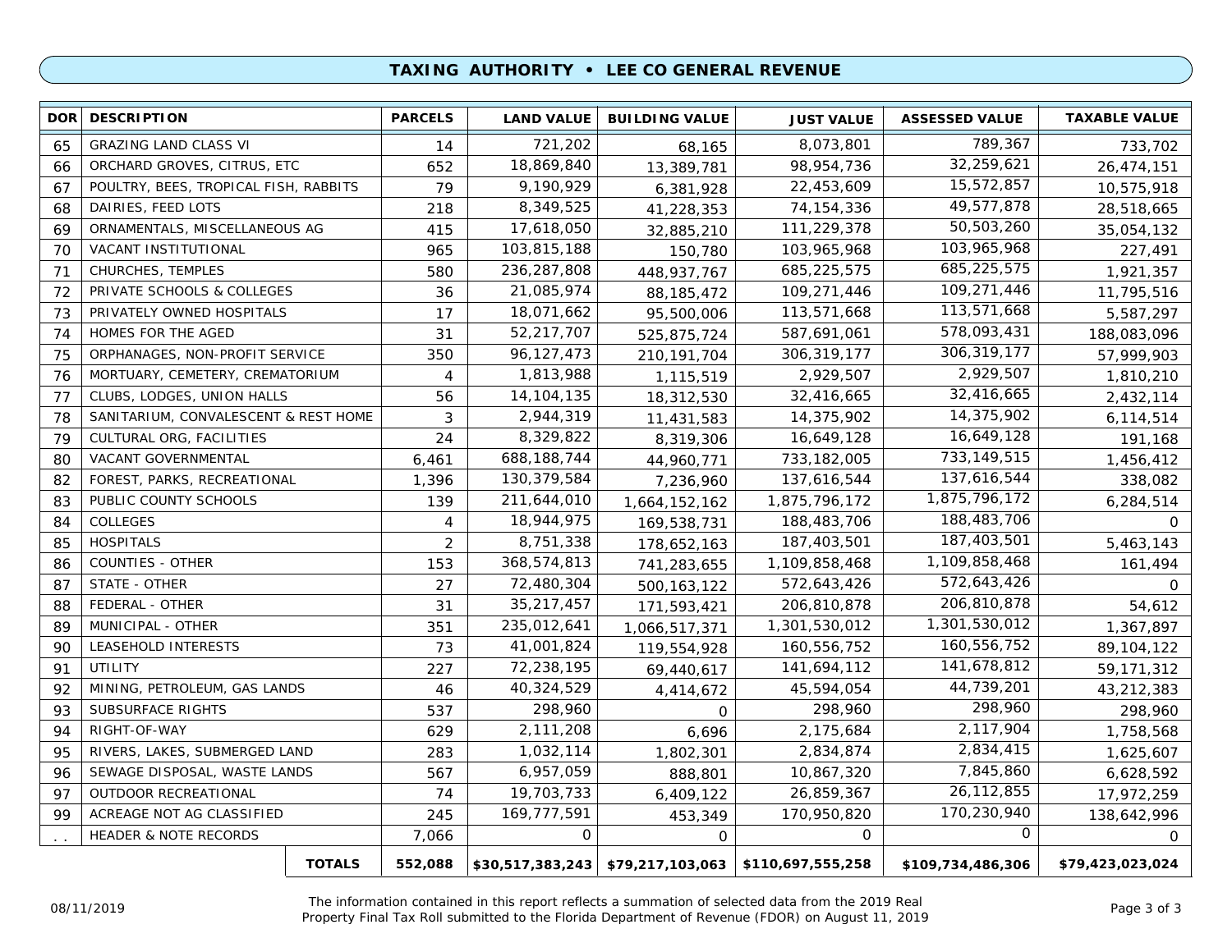## TAXING AUTHORITY • LEE CO GENERAL REVENUE

| DOR | DESCRIPTION | PARCELS | LAND VALUE | BUILDING VALUE | JUST VALUE | ASSESSED VALUE | TAXABLE VALUE |
|---|---|---|---|---|---|---|---|
| 65 | GRAZING LAND CLASS VI | 14 | 721,202 | 68,165 | 8,073,801 | 789,367 | 733,702 |
| 66 | ORCHARD GROVES, CITRUS, ETC | 652 | 18,869,840 | 13,389,781 | 98,954,736 | 32,259,621 | 26,474,151 |
| 67 | POULTRY, BEES, TROPICAL FISH, RABBITS | 79 | 9,190,929 | 6,381,928 | 22,453,609 | 15,572,857 | 10,575,918 |
| 68 | DAIRIES, FEED LOTS | 218 | 8,349,525 | 41,228,353 | 74,154,336 | 49,577,878 | 28,518,665 |
| 69 | ORNAMENTALS, MISCELLANEOUS AG | 415 | 17,618,050 | 32,885,210 | 111,229,378 | 50,503,260 | 35,054,132 |
| 70 | VACANT INSTITUTIONAL | 965 | 103,815,188 | 150,780 | 103,965,968 | 103,965,968 | 227,491 |
| 71 | CHURCHES, TEMPLES | 580 | 236,287,808 | 448,937,767 | 685,225,575 | 685,225,575 | 1,921,357 |
| 72 | PRIVATE SCHOOLS & COLLEGES | 36 | 21,085,974 | 88,185,472 | 109,271,446 | 109,271,446 | 11,795,516 |
| 73 | PRIVATELY OWNED HOSPITALS | 17 | 18,071,662 | 95,500,006 | 113,571,668 | 113,571,668 | 5,587,297 |
| 74 | HOMES FOR THE AGED | 31 | 52,217,707 | 525,875,724 | 587,691,061 | 578,093,431 | 188,083,096 |
| 75 | ORPHANAGES, NON-PROFIT SERVICE | 350 | 96,127,473 | 210,191,704 | 306,319,177 | 306,319,177 | 57,999,903 |
| 76 | MORTUARY, CEMETERY, CREMATORIUM | 4 | 1,813,988 | 1,115,519 | 2,929,507 | 2,929,507 | 1,810,210 |
| 77 | CLUBS, LODGES, UNION HALLS | 56 | 14,104,135 | 18,312,530 | 32,416,665 | 32,416,665 | 2,432,114 |
| 78 | SANITARIUM, CONVALESCENT & REST HOME | 3 | 2,944,319 | 11,431,583 | 14,375,902 | 14,375,902 | 6,114,514 |
| 79 | CULTURAL ORG, FACILITIES | 24 | 8,329,822 | 8,319,306 | 16,649,128 | 16,649,128 | 191,168 |
| 80 | VACANT GOVERNMENTAL | 6,461 | 688,188,744 | 44,960,771 | 733,182,005 | 733,149,515 | 1,456,412 |
| 82 | FOREST, PARKS, RECREATIONAL | 1,396 | 130,379,584 | 7,236,960 | 137,616,544 | 137,616,544 | 338,082 |
| 83 | PUBLIC COUNTY SCHOOLS | 139 | 211,644,010 | 1,664,152,162 | 1,875,796,172 | 1,875,796,172 | 6,284,514 |
| 84 | COLLEGES | 4 | 18,944,975 | 169,538,731 | 188,483,706 | 188,483,706 | 0 |
| 85 | HOSPITALS | 2 | 8,751,338 | 178,652,163 | 187,403,501 | 187,403,501 | 5,463,143 |
| 86 | COUNTIES - OTHER | 153 | 368,574,813 | 741,283,655 | 1,109,858,468 | 1,109,858,468 | 161,494 |
| 87 | STATE - OTHER | 27 | 72,480,304 | 500,163,122 | 572,643,426 | 572,643,426 | 0 |
| 88 | FEDERAL - OTHER | 31 | 35,217,457 | 171,593,421 | 206,810,878 | 206,810,878 | 54,612 |
| 89 | MUNICIPAL - OTHER | 351 | 235,012,641 | 1,066,517,371 | 1,301,530,012 | 1,301,530,012 | 1,367,897 |
| 90 | LEASEHOLD INTERESTS | 73 | 41,001,824 | 119,554,928 | 160,556,752 | 160,556,752 | 89,104,122 |
| 91 | UTILITY | 227 | 72,238,195 | 69,440,617 | 141,694,112 | 141,678,812 | 59,171,312 |
| 92 | MINING, PETROLEUM, GAS LANDS | 46 | 40,324,529 | 4,414,672 | 45,594,054 | 44,739,201 | 43,212,383 |
| 93 | SUBSURFACE RIGHTS | 537 | 298,960 | 0 | 298,960 | 298,960 | 298,960 |
| 94 | RIGHT-OF-WAY | 629 | 2,111,208 | 6,696 | 2,175,684 | 2,117,904 | 1,758,568 |
| 95 | RIVERS, LAKES, SUBMERGED LAND | 283 | 1,032,114 | 1,802,301 | 2,834,874 | 2,834,415 | 1,625,607 |
| 96 | SEWAGE DISPOSAL, WASTE LANDS | 567 | 6,957,059 | 888,801 | 10,867,320 | 7,845,860 | 6,628,592 |
| 97 | OUTDOOR RECREATIONAL | 74 | 19,703,733 | 6,409,122 | 26,859,367 | 26,112,855 | 17,972,259 |
| 99 | ACREAGE NOT AG CLASSIFIED | 245 | 169,777,591 | 453,349 | 170,950,820 | 170,230,940 | 138,642,996 |
| .. | HEADER & NOTE RECORDS | 7,066 | 0 | 0 | 0 | 0 | 0 |
| | **TOTALS** | **552,088** | **$30,517,383,243** | **$79,217,103,063** | **$110,697,555,258** | **$109,734,486,306** | **$79,423,023,024** |

08/11/2019

The information contained in this report reflects a summation of selected data from the 2019 Real Property Final Tax Roll submitted to the Florida Department of Revenue (FDOR) on August 11, 2019